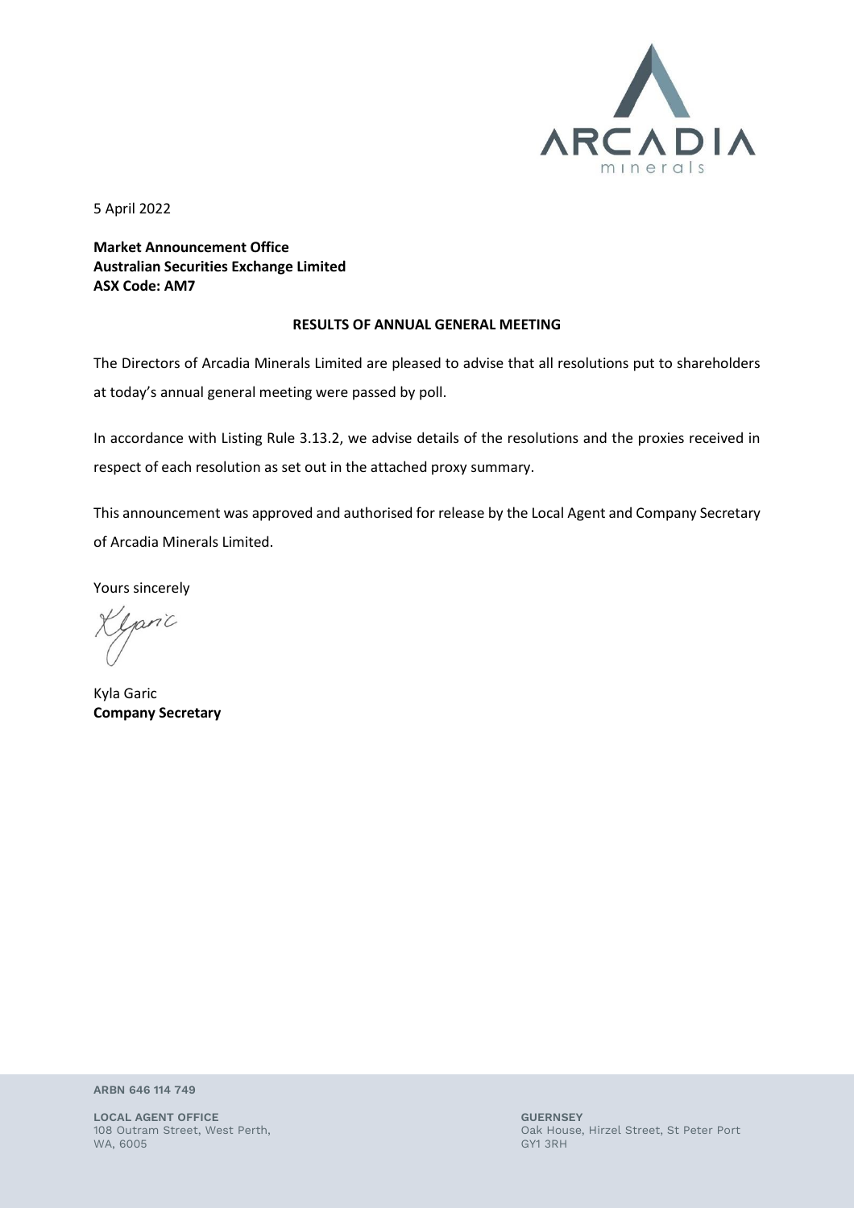5 April 2022

**Market Announcement Office**
**Australian Securities Exchange Limited**
**ASX Code: AM7**

**RESULTS OF ANNUAL GENERAL MEETING**

The Directors of Arcadia Minerals Limited are pleased to advise that all resolutions put to shareholders at today's annual general meeting were passed by poll.

In accordance with Listing Rule 3.13.2, we advise details of the resolutions and the proxies received in respect of each resolution as set out in the attached proxy summary.

This announcement was approved and authorised for release by the Local Agent and Company Secretary of Arcadia Minerals Limited.

Yours sincerely

Kyla Garic
**Company Secretary**

ARBN 646 114 749

LOCAL AGENT OFFICE
108 Outram Street, West Perth,
WA, 6005

GUERNSEY
Oak House, Hirzel Street, St Peter Port
GY1 3RH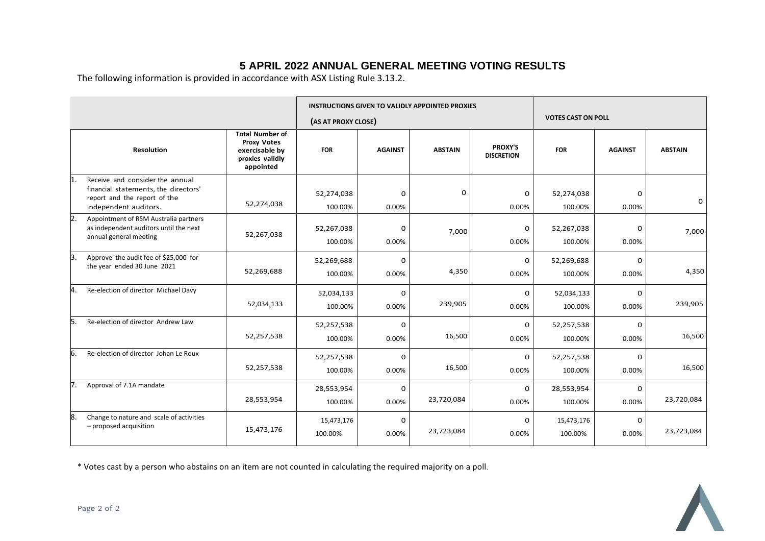# 5 APRIL 2022 ANNUAL GENERAL MEETING VOTING RESULTS

The following information is provided in accordance with ASX Listing Rule 3.13.2.

| | | INSTRUCTIONS GIVEN TO VALIDLY APPOINTED PROXIES (AS AT PROXY CLOSE) | | | | VOTES CAST ON POLL | | |
|---|---|---|---|---|---|---|---|---|
| **Resolution** | **Total Number of Proxy Votes exercisable by proxies validly appointed** | **FOR** | **AGAINST** | **ABSTAIN** | **PROXY'S DISCRETION** | **FOR** | **AGAINST** | **ABSTAIN** |
| 1. Receive and consider the annual financial statements, the directors' report and the report of the independent auditors. | 52,274,038 | 52,274,038 100.00% | 0 0.00% | 0 | 0 0.00% | 52,274,038 100.00% | 0 0.00% | 0 |
| 2. Appointment of RSM Australia partners as independent auditors until the next annual general meeting | 52,267,038 | 52,267,038 100.00% | 0 0.00% | 7,000 | 0 0.00% | 52,267,038 100.00% | 0 0.00% | 7,000 |
| 3. Approve the audit fee of $25,000 for the year ended 30 June 2021 | 52,269,688 | 52,269,688 100.00% | 0 0.00% | 4,350 | 0 0.00% | 52,269,688 100.00% | 0 0.00% | 4,350 |
| 4. Re-election of director Michael Davy | 52,034,133 | 52,034,133 100.00% | 0 0.00% | 239,905 | 0 0.00% | 52,034,133 100.00% | 0 0.00% | 239,905 |
| 5. Re-election of director Andrew Law | 52,257,538 | 52,257,538 100.00% | 0 0.00% | 16,500 | 0 0.00% | 52,257,538 100.00% | 0 0.00% | 16,500 |
| 6. Re-election of director Johan Le Roux | 52,257,538 | 52,257,538 100.00% | 0 0.00% | 16,500 | 0 0.00% | 52,257,538 100.00% | 0 0.00% | 16,500 |
| 7. Approval of 7.1A mandate | 28,553,954 | 28,553,954 100.00% | 0 0.00% | 23,720,084 | 0 0.00% | 28,553,954 100.00% | 0 0.00% | 23,720,084 |
| 8. Change to nature and scale of activities – proposed acquisition | 15,473,176 | 15,473,176 100.00% | 0 0.00% | 23,723,084 | 0 0.00% | 15,473,176 100.00% | 0 0.00% | 23,723,084 |

* Votes cast by a person who abstains on an item are not counted in calculating the required majority on a poll.